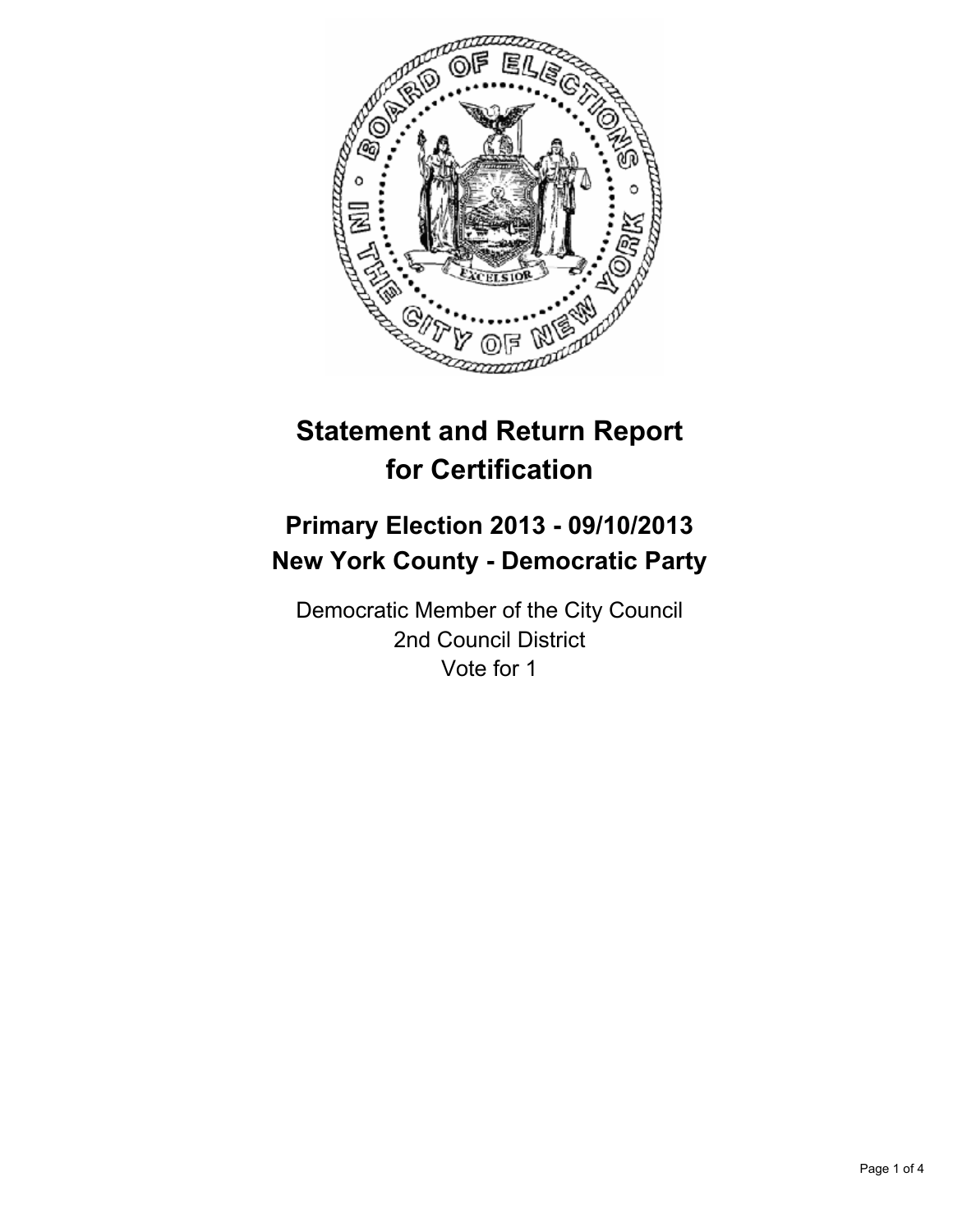# Statement and Return Report for Certification

## Primary Election 2013 - 09/10/2013
## New York County - Democratic Party

Democratic Member of the City Council
2nd Council District
Vote for 1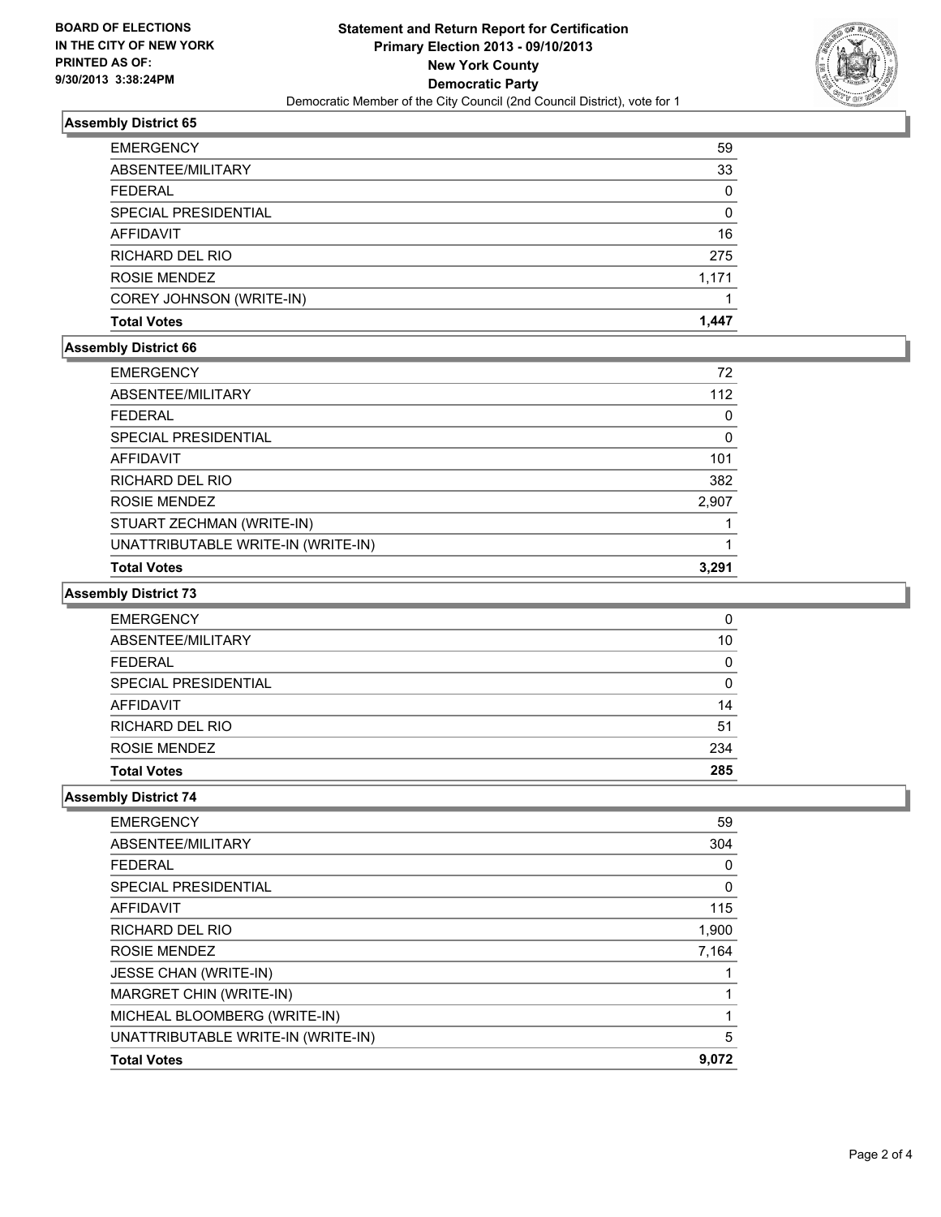**BOARD OF ELECTIONS IN THE CITY OF NEW YORK PRINTED AS OF: 9/30/2013 3:38:24PM**

# Statement and Return Report for Certification
## Primary Election 2013 - 09/10/2013
## New York County
## Democratic Party
Democratic Member of the City Council (2nd Council District), vote for 1

### Assembly District 65

| | |
|---|---|
| EMERGENCY | 59 |
| ABSENTEE/MILITARY | 33 |
| FEDERAL | 0 |
| SPECIAL PRESIDENTIAL | 0 |
| AFFIDAVIT | 16 |
| RICHARD DEL RIO | 275 |
| ROSIE MENDEZ | 1,171 |
| COREY JOHNSON (WRITE-IN) | 1 |
| **Total Votes** | **1,447** |

### Assembly District 66

| | |
|---|---|
| EMERGENCY | 72 |
| ABSENTEE/MILITARY | 112 |
| FEDERAL | 0 |
| SPECIAL PRESIDENTIAL | 0 |
| AFFIDAVIT | 101 |
| RICHARD DEL RIO | 382 |
| ROSIE MENDEZ | 2,907 |
| STUART ZECHMAN (WRITE-IN) | 1 |
| UNATTRIBUTABLE WRITE-IN (WRITE-IN) | 1 |
| **Total Votes** | **3,291** |

### Assembly District 73

| | |
|---|---|
| EMERGENCY | 0 |
| ABSENTEE/MILITARY | 10 |
| FEDERAL | 0 |
| SPECIAL PRESIDENTIAL | 0 |
| AFFIDAVIT | 14 |
| RICHARD DEL RIO | 51 |
| ROSIE MENDEZ | 234 |
| **Total Votes** | **285** |

### Assembly District 74

| | |
|---|---|
| EMERGENCY | 59 |
| ABSENTEE/MILITARY | 304 |
| FEDERAL | 0 |
| SPECIAL PRESIDENTIAL | 0 |
| AFFIDAVIT | 115 |
| RICHARD DEL RIO | 1,900 |
| ROSIE MENDEZ | 7,164 |
| JESSE CHAN (WRITE-IN) | 1 |
| MARGRET CHIN (WRITE-IN) | 1 |
| MICHEAL BLOOMBERG (WRITE-IN) | 1 |
| UNATTRIBUTABLE WRITE-IN (WRITE-IN) | 5 |
| **Total Votes** | **9,072** |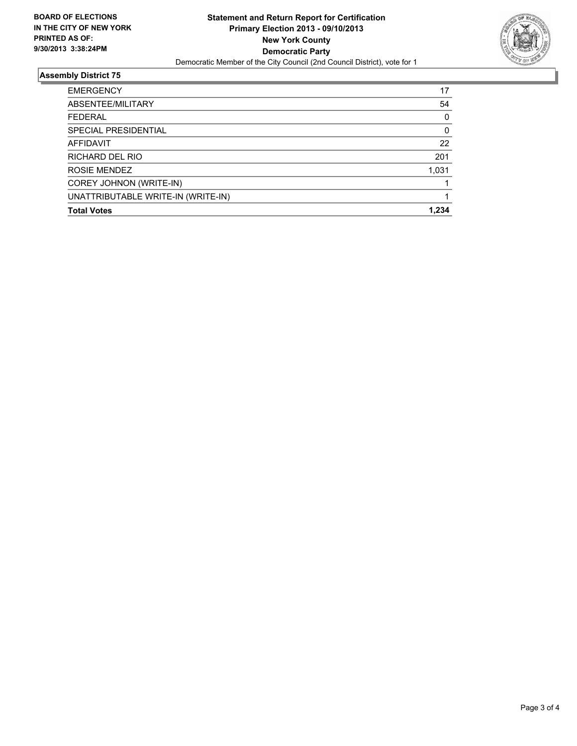**BOARD OF ELECTIONS IN THE CITY OF NEW YORK PRINTED AS OF: 9/30/2013 3:38:24PM**

**Statement and Return Report for Certification**
**Primary Election 2013 - 09/10/2013**
**New York County**
**Democratic Party**
Democratic Member of the City Council (2nd Council District), vote for 1

## Assembly District 75

| | |
|---|---|
| EMERGENCY | 17 |
| ABSENTEE/MILITARY | 54 |
| FEDERAL | 0 |
| SPECIAL PRESIDENTIAL | 0 |
| AFFIDAVIT | 22 |
| RICHARD DEL RIO | 201 |
| ROSIE MENDEZ | 1,031 |
| COREY JOHNON (WRITE-IN) | 1 |
| UNATTRIBUTABLE WRITE-IN (WRITE-IN) | 1 |
| **Total Votes** | **1,234** |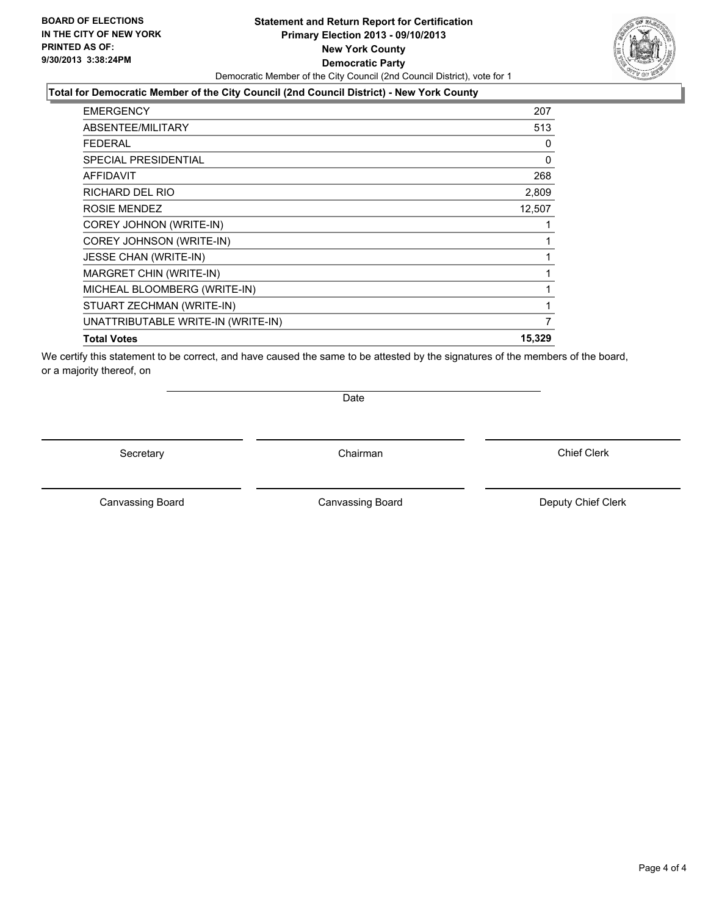**BOARD OF ELECTIONS IN THE CITY OF NEW YORK PRINTED AS OF: 9/30/2013 3:38:24PM**

# Statement and Return Report for Certification
## Primary Election 2013 - 09/10/2013
## New York County
## Democratic Party

Democratic Member of the City Council (2nd Council District), vote for 1

### Total for Democratic Member of the City Council (2nd Council District) - New York County

| | |
|---|---|
| EMERGENCY | 207 |
| ABSENTEE/MILITARY | 513 |
| FEDERAL | 0 |
| SPECIAL PRESIDENTIAL | 0 |
| AFFIDAVIT | 268 |
| RICHARD DEL RIO | 2,809 |
| ROSIE MENDEZ | 12,507 |
| COREY JOHNON (WRITE-IN) | 1 |
| COREY JOHNSON (WRITE-IN) | 1 |
| JESSE CHAN (WRITE-IN) | 1 |
| MARGRET CHIN (WRITE-IN) | 1 |
| MICHEAL BLOOMBERG (WRITE-IN) | 1 |
| STUART ZECHMAN (WRITE-IN) | 1 |
| UNATTRIBUTABLE WRITE-IN (WRITE-IN) | 7 |
| **Total Votes** | **15,329** |

We certify this statement to be correct, and have caused the same to be attested by the signatures of the members of the board, or a majority thereof, on

Date

Secretary

Chairman

Chief Clerk

Canvassing Board

Canvassing Board

Deputy Chief Clerk